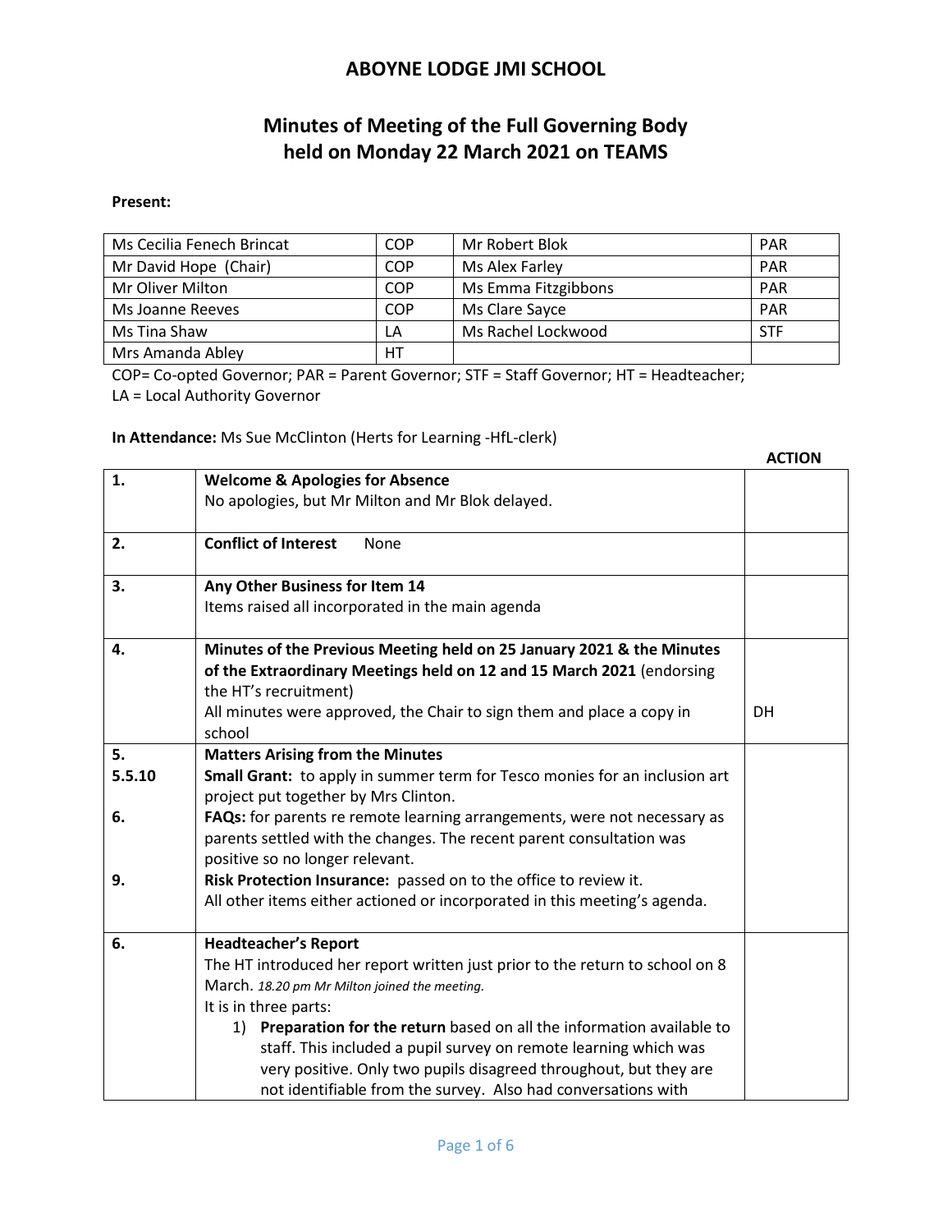# ABOYNE LODGE JMI SCHOOL

## Minutes of Meeting of the Full Governing Body held on Monday 22 March 2021 on TEAMS

**Present:**

| | | | |
|---|---|---|---|
| Ms Cecilia Fenech Brincat | COP | Mr Robert Blok | PAR |
| Mr David Hope (Chair) | COP | Ms Alex Farley | PAR |
| Mr Oliver Milton | COP | Ms Emma Fitzgibbons | PAR |
| Ms Joanne Reeves | COP | Ms Clare Sayce | PAR |
| Ms Tina Shaw | LA | Ms Rachel Lockwood | STF |
| Mrs Amanda Abley | HT | | |

COP= Co-opted Governor; PAR = Parent Governor; STF = Staff Governor; HT = Headteacher; LA = Local Authority Governor

**In Attendance:** Ms Sue McClinton (Herts for Learning -HfL-clerk)

| | | ACTION |
|---|---|---|
| **1.** | **Welcome & Apologies for Absence**<br>No apologies, but Mr Milton and Mr Blok delayed. | |
| **2.** | **Conflict of Interest** None | |
| **3.** | **Any Other Business for Item 14**<br>Items raised all incorporated in the main agenda | |
| **4.** | **Minutes of the Previous Meeting held on 25 January 2021 & the Minutes of the Extraordinary Meetings held on 12 and 15 March 2021** (endorsing the HT's recruitment)<br>All minutes were approved, the Chair to sign them and place a copy in school | DH |
| **5.**<br>**5.5.10**<br><br>**6.**<br><br><br>**9.** | **Matters Arising from the Minutes**<br>**Small Grant:** to apply in summer term for Tesco monies for an inclusion art project put together by Mrs Clinton.<br>**FAQs:** for parents re remote learning arrangements, were not necessary as parents settled with the changes. The recent parent consultation was positive so no longer relevant.<br>**Risk Protection Insurance:** passed on to the office to review it.<br>All other items either actioned or incorporated in this meeting's agenda. | |
| **6.** | **Headteacher's Report**<br>The HT introduced her report written just prior to the return to school on 8 March. *18.20 pm Mr Milton joined the meeting.*<br>It is in three parts:<br>1) **Preparation for the return** based on all the information available to staff. This included a pupil survey on remote learning which was very positive. Only two pupils disagreed throughout, but they are not identifiable from the survey. Also had conversations with | |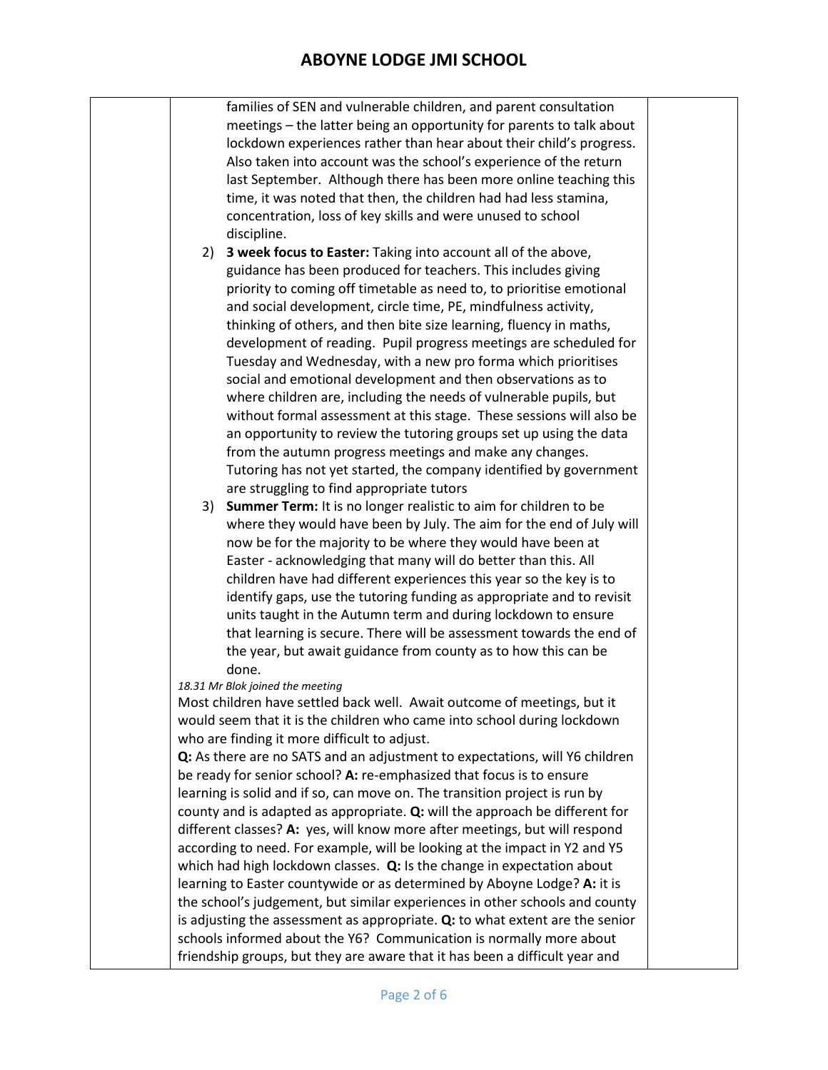families of SEN and vulnerable children, and parent consultation meetings – the latter being an opportunity for parents to talk about lockdown experiences rather than hear about their child's progress. Also taken into account was the school's experience of the return last September. Although there has been more online teaching this time, it was noted that then, the children had had less stamina, concentration, loss of key skills and were unused to school discipline.

2) **3 week focus to Easter:** Taking into account all of the above, guidance has been produced for teachers. This includes giving priority to coming off timetable as need to, to prioritise emotional and social development, circle time, PE, mindfulness activity, thinking of others, and then bite size learning, fluency in maths, development of reading. Pupil progress meetings are scheduled for Tuesday and Wednesday, with a new pro forma which prioritises social and emotional development and then observations as to where children are, including the needs of vulnerable pupils, but without formal assessment at this stage. These sessions will also be an opportunity to review the tutoring groups set up using the data from the autumn progress meetings and make any changes. Tutoring has not yet started, the company identified by government are struggling to find appropriate tutors
3) **Summer Term:** It is no longer realistic to aim for children to be where they would have been by July. The aim for the end of July will now be for the majority to be where they would have been at Easter - acknowledging that many will do better than this. All children have had different experiences this year so the key is to identify gaps, use the tutoring funding as appropriate and to revisit units taught in the Autumn term and during lockdown to ensure that learning is secure. There will be assessment towards the end of the year, but await guidance from county as to how this can be done.

*18.31 Mr Blok joined the meeting*

Most children have settled back well. Await outcome of meetings, but it would seem that it is the children who came into school during lockdown who are finding it more difficult to adjust.

**Q:** As there are no SATS and an adjustment to expectations, will Y6 children be ready for senior school? **A:** re-emphasized that focus is to ensure learning is solid and if so, can move on. The transition project is run by county and is adapted as appropriate. **Q:** will the approach be different for different classes? **A:** yes, will know more after meetings, but will respond according to need. For example, will be looking at the impact in Y2 and Y5 which had high lockdown classes. **Q:** Is the change in expectation about learning to Easter countywide or as determined by Aboyne Lodge? **A:** it is the school's judgement, but similar experiences in other schools and county is adjusting the assessment as appropriate. **Q:** to what extent are the senior schools informed about the Y6? Communication is normally more about friendship groups, but they are aware that it has been a difficult year and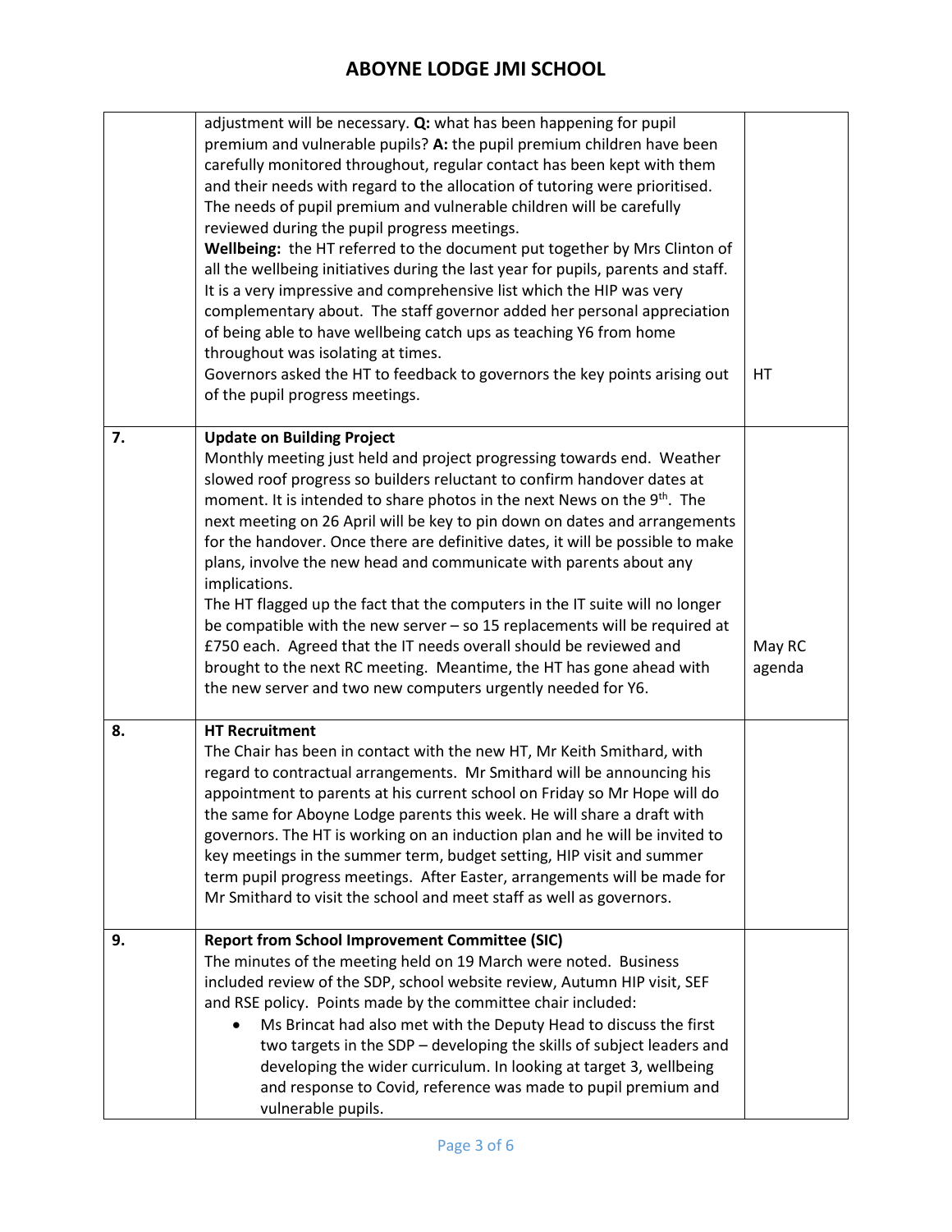| | | |
|---|---|---|
| | adjustment will be necessary. **Q:** what has been happening for pupil premium and vulnerable pupils? **A:** the pupil premium children have been carefully monitored throughout, regular contact has been kept with them and their needs with regard to the allocation of tutoring were prioritised. The needs of pupil premium and vulnerable children will be carefully reviewed during the pupil progress meetings.<br>**Wellbeing:** the HT referred to the document put together by Mrs Clinton of all the wellbeing initiatives during the last year for pupils, parents and staff. It is a very impressive and comprehensive list which the HIP was very complementary about. The staff governor added her personal appreciation of being able to have wellbeing catch ups as teaching Y6 from home throughout was isolating at times.<br>Governors asked the HT to feedback to governors the key points arising out of the pupil progress meetings. | HT |
| **7.** | **Update on Building Project**<br>Monthly meeting just held and project progressing towards end. Weather slowed roof progress so builders reluctant to confirm handover dates at moment. It is intended to share photos in the next News on the 9th. The next meeting on 26 April will be key to pin down on dates and arrangements for the handover. Once there are definitive dates, it will be possible to make plans, involve the new head and communicate with parents about any implications.<br>The HT flagged up the fact that the computers in the IT suite will no longer be compatible with the new server – so 15 replacements will be required at £750 each. Agreed that the IT needs overall should be reviewed and brought to the next RC meeting. Meantime, the HT has gone ahead with the new server and two new computers urgently needed for Y6. | May RC agenda |
| **8.** | **HT Recruitment**<br>The Chair has been in contact with the new HT, Mr Keith Smithard, with regard to contractual arrangements. Mr Smithard will be announcing his appointment to parents at his current school on Friday so Mr Hope will do the same for Aboyne Lodge parents this week. He will share a draft with governors. The HT is working on an induction plan and he will be invited to key meetings in the summer term, budget setting, HIP visit and summer term pupil progress meetings. After Easter, arrangements will be made for Mr Smithard to visit the school and meet staff as well as governors. | |
| **9.** | **Report from School Improvement Committee (SIC)**<br>The minutes of the meeting held on 19 March were noted. Business included review of the SDP, school website review, Autumn HIP visit, SEF and RSE policy. Points made by the committee chair included:<br>• Ms Brincat had also met with the Deputy Head to discuss the first two targets in the SDP – developing the skills of subject leaders and developing the wider curriculum. In looking at target 3, wellbeing and response to Covid, reference was made to pupil premium and vulnerable pupils. | |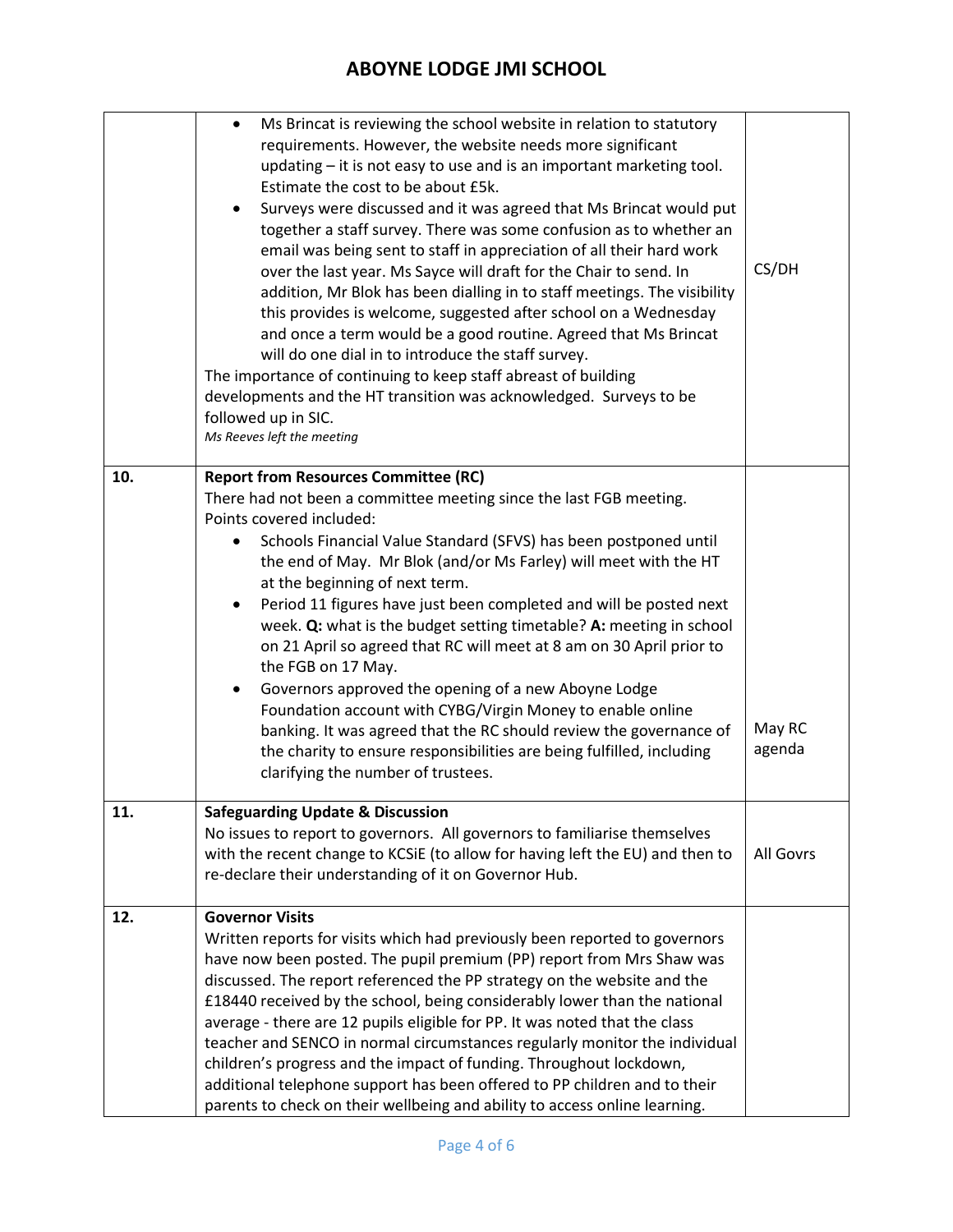| | | |
|---|---|---|
| | • Ms Brincat is reviewing the school website in relation to statutory requirements. However, the website needs more significant updating – it is not easy to use and is an important marketing tool. Estimate the cost to be about £5k.<br>• Surveys were discussed and it was agreed that Ms Brincat would put together a staff survey. There was some confusion as to whether an email was being sent to staff in appreciation of all their hard work over the last year. Ms Sayce will draft for the Chair to send. In addition, Mr Blok has been dialling in to staff meetings. The visibility this provides is welcome, suggested after school on a Wednesday and once a term would be a good routine. Agreed that Ms Brincat will do one dial in to introduce the staff survey.<br>The importance of continuing to keep staff abreast of building developments and the HT transition was acknowledged. Surveys to be followed up in SIC.<br>*Ms Reeves left the meeting* | CS/DH |
| **10.** | **Report from Resources Committee (RC)**<br>There had not been a committee meeting since the last FGB meeting. Points covered included:<br>• Schools Financial Value Standard (SFVS) has been postponed until the end of May. Mr Blok (and/or Ms Farley) will meet with the HT at the beginning of next term.<br>• Period 11 figures have just been completed and will be posted next week. **Q:** what is the budget setting timetable? **A:** meeting in school on 21 April so agreed that RC will meet at 8 am on 30 April prior to the FGB on 17 May.<br>• Governors approved the opening of a new Aboyne Lodge Foundation account with CYBG/Virgin Money to enable online banking. It was agreed that the RC should review the governance of the charity to ensure responsibilities are being fulfilled, including clarifying the number of trustees. | May RC agenda |
| **11.** | **Safeguarding Update & Discussion**<br>No issues to report to governors. All governors to familiarise themselves with the recent change to KCSiE (to allow for having left the EU) and then to re-declare their understanding of it on Governor Hub. | All Govrs |
| **12.** | **Governor Visits**<br>Written reports for visits which had previously been reported to governors have now been posted. The pupil premium (PP) report from Mrs Shaw was discussed. The report referenced the PP strategy on the website and the £18440 received by the school, being considerably lower than the national average - there are 12 pupils eligible for PP. It was noted that the class teacher and SENCO in normal circumstances regularly monitor the individual children's progress and the impact of funding. Throughout lockdown, additional telephone support has been offered to PP children and to their parents to check on their wellbeing and ability to access online learning. | |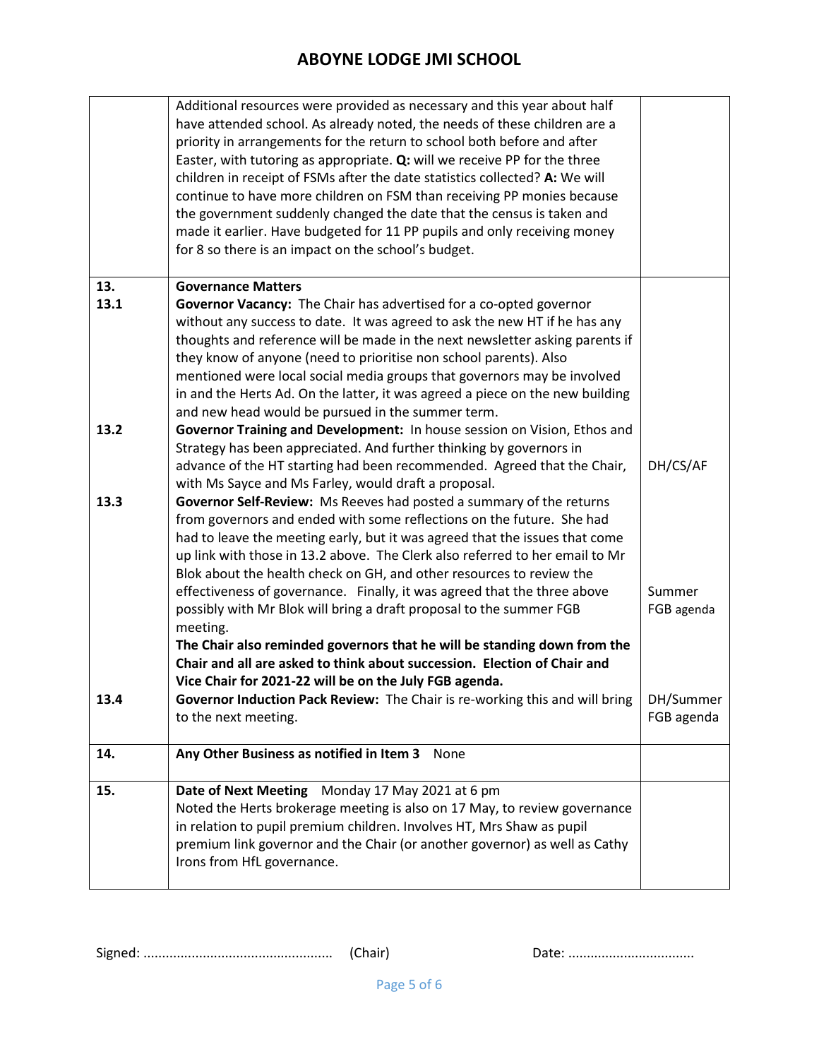| | | |
|---|---|---|
| | Additional resources were provided as necessary and this year about half have attended school. As already noted, the needs of these children are a priority in arrangements for the return to school both before and after Easter, with tutoring as appropriate. **Q:** will we receive PP for the three children in receipt of FSMs after the date statistics collected? **A:** We will continue to have more children on FSM than receiving PP monies because the government suddenly changed the date that the census is taken and made it earlier. Have budgeted for 11 PP pupils and only receiving money for 8 so there is an impact on the school's budget. | |
| **13.**<br>**13.1** | **Governance Matters**<br>**Governor Vacancy:** The Chair has advertised for a co-opted governor without any success to date. It was agreed to ask the new HT if he has any thoughts and reference will be made in the next newsletter asking parents if they know of anyone (need to prioritise non school parents). Also mentioned were local social media groups that governors may be involved in and the Herts Ad. On the latter, it was agreed a piece on the new building and new head would be pursued in the summer term. | |
| **13.2** | **Governor Training and Development:** In house session on Vision, Ethos and Strategy has been appreciated. And further thinking by governors in advance of the HT starting had been recommended. Agreed that the Chair, with Ms Sayce and Ms Farley, would draft a proposal. | DH/CS/AF |
| **13.3** | **Governor Self-Review:** Ms Reeves had posted a summary of the returns from governors and ended with some reflections on the future. She had had to leave the meeting early, but it was agreed that the issues that come up link with those in 13.2 above. The Clerk also referred to her email to Mr Blok about the health check on GH, and other resources to review the effectiveness of governance. Finally, it was agreed that the three above possibly with Mr Blok will bring a draft proposal to the summer FGB meeting.<br>**The Chair also reminded governors that he will be standing down from the Chair and all are asked to think about succession. Election of Chair and Vice Chair for 2021-22 will be on the July FGB agenda.** | Summer FGB agenda |
| **13.4** | **Governor Induction Pack Review:** The Chair is re-working this and will bring to the next meeting. | DH/Summer FGB agenda |
| **14.** | **Any Other Business as notified in Item 3** None | |
| **15.** | **Date of Next Meeting** Monday 17 May 2021 at 6 pm<br>Noted the Herts brokerage meeting is also on 17 May, to review governance in relation to pupil premium children. Involves HT, Mrs Shaw as pupil premium link governor and the Chair (or another governor) as well as Cathy Irons from HfL governance. | |

Signed: .................................................. (Chair) Date: .................................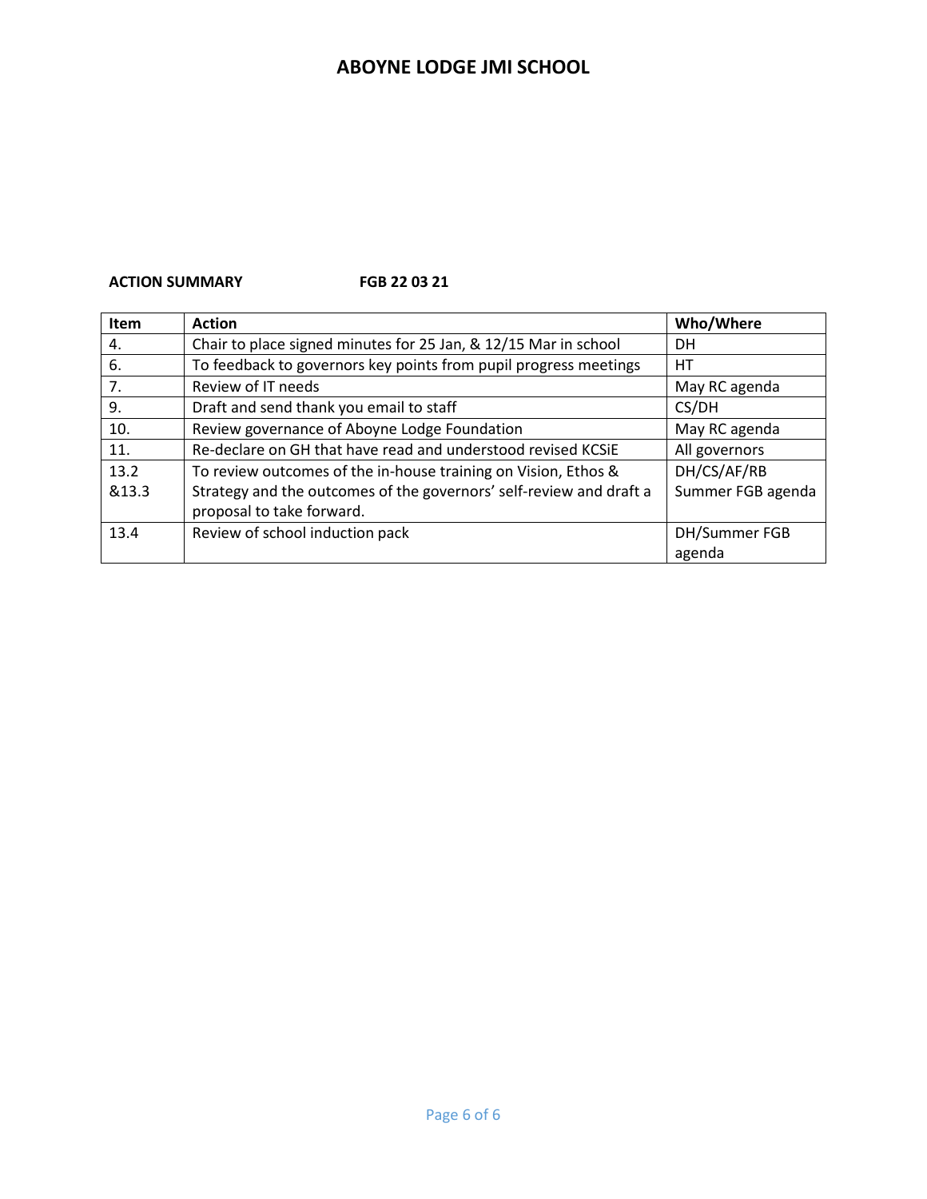**ACTION SUMMARY** **FGB 22 03 21**

| Item | Action | Who/Where |
|---|---|---|
| 4. | Chair to place signed minutes for 25 Jan, & 12/15 Mar in school | DH |
| 6. | To feedback to governors key points from pupil progress meetings | HT |
| 7. | Review of IT needs | May RC agenda |
| 9. | Draft and send thank you email to staff | CS/DH |
| 10. | Review governance of Aboyne Lodge Foundation | May RC agenda |
| 11. | Re-declare on GH that have read and understood revised KCSiE | All governors |
| 13.2 &13.3 | To review outcomes of the in-house training on Vision, Ethos & Strategy and the outcomes of the governors' self-review and draft a proposal to take forward. | DH/CS/AF/RB Summer FGB agenda |
| 13.4 | Review of school induction pack | DH/Summer FGB agenda |